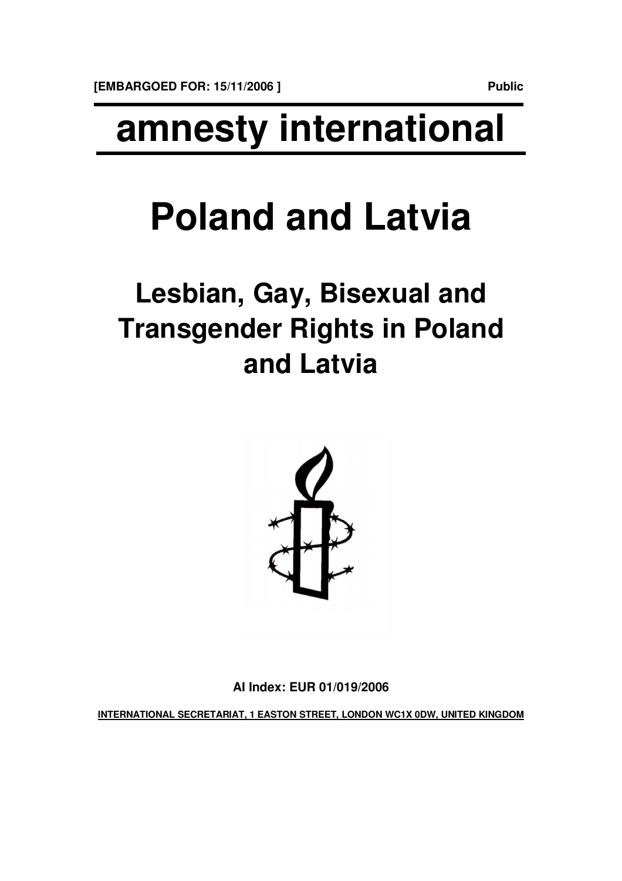**[EMBARGOED FOR: 15/11/2006 ]** **Public**

# amnesty international

# Poland and Latvia

## Lesbian, Gay, Bisexual and Transgender Rights in Poland and Latvia

**AI Index: EUR 01/019/2006**

**INTERNATIONAL SECRETARIAT, 1 EASTON STREET, LONDON WC1X 0DW, UNITED KINGDOM**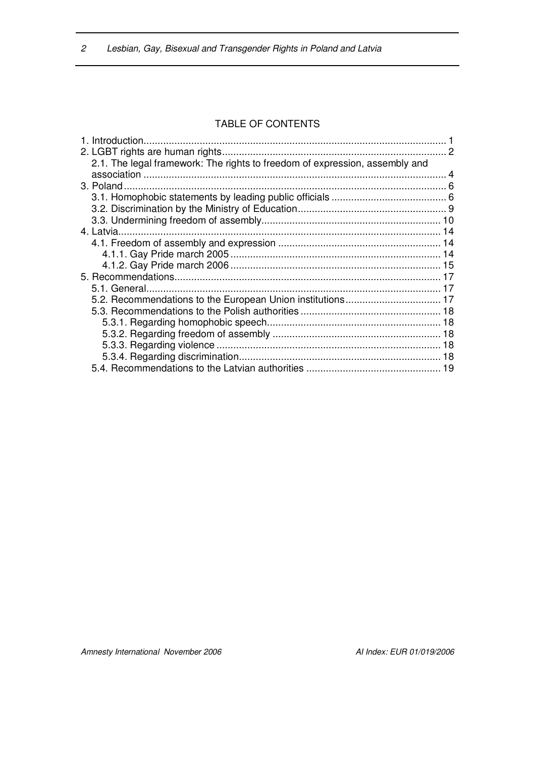## TABLE OF CONTENTS

1. Introduction ........................................................................................................ 1
2. LGBT rights are human rights ............................................................................... 2
    2.1. The legal framework: The rights to freedom of expression, assembly and association ........................................................................................................... 4
3. Poland .................................................................................................................. 6
    3.1. Homophobic statements by leading public officials ......................................... 6
    3.2. Discrimination by the Ministry of Education ..................................................... 9
    3.3. Undermining freedom of assembly ................................................................ 10
4. Latvia .................................................................................................................. 14
    4.1. Freedom of assembly and expression .......................................................... 14
        4.1.1. Gay Pride march 2005 ........................................................................... 14
        4.1.2. Gay Pride march 2006 ........................................................................... 15
5. Recommendations .............................................................................................. 17
    5.1. General ........................................................................................................ 17
    5.2. Recommendations to the European Union institutions .................................. 17
    5.3. Recommendations to the Polish authorities .................................................. 18
        5.3.1. Regarding homophobic speech .............................................................. 18
        5.3.2. Regarding freedom of assembly ............................................................ 18
        5.3.3. Regarding violence ................................................................................ 18
        5.3.4. Regarding discrimination ........................................................................ 18
    5.4. Recommendations to the Latvian authorities ................................................ 19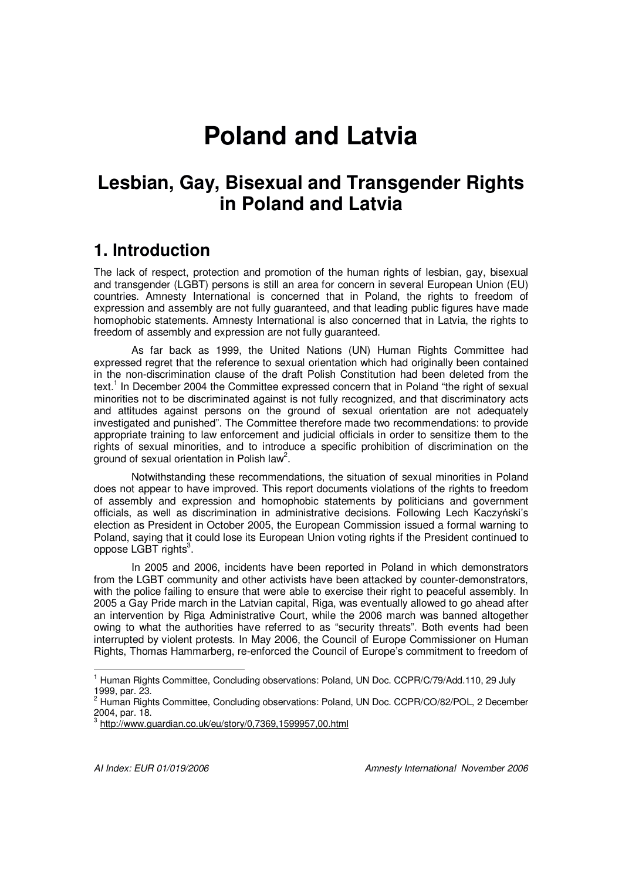# Poland and Latvia

## Lesbian, Gay, Bisexual and Transgender Rights in Poland and Latvia

## 1. Introduction

The lack of respect, protection and promotion of the human rights of lesbian, gay, bisexual and transgender (LGBT) persons is still an area for concern in several European Union (EU) countries. Amnesty International is concerned that in Poland, the rights to freedom of expression and assembly are not fully guaranteed, and that leading public figures have made homophobic statements. Amnesty International is also concerned that in Latvia, the rights to freedom of assembly and expression are not fully guaranteed.

As far back as 1999, the United Nations (UN) Human Rights Committee had expressed regret that the reference to sexual orientation which had originally been contained in the non-discrimination clause of the draft Polish Constitution had been deleted from the text.[1] In December 2004 the Committee expressed concern that in Poland "the right of sexual minorities not to be discriminated against is not fully recognized, and that discriminatory acts and attitudes against persons on the ground of sexual orientation are not adequately investigated and punished". The Committee therefore made two recommendations: to provide appropriate training to law enforcement and judicial officials in order to sensitize them to the rights of sexual minorities, and to introduce a specific prohibition of discrimination on the ground of sexual orientation in Polish law[2].

Notwithstanding these recommendations, the situation of sexual minorities in Poland does not appear to have improved. This report documents violations of the rights to freedom of assembly and expression and homophobic statements by politicians and government officials, as well as discrimination in administrative decisions. Following Lech Kaczyński's election as President in October 2005, the European Commission issued a formal warning to Poland, saying that it could lose its European Union voting rights if the President continued to oppose LGBT rights[3].

In 2005 and 2006, incidents have been reported in Poland in which demonstrators from the LGBT community and other activists have been attacked by counter-demonstrators, with the police failing to ensure that were able to exercise their right to peaceful assembly. In 2005 a Gay Pride march in the Latvian capital, Riga, was eventually allowed to go ahead after an intervention by Riga Administrative Court, while the 2006 march was banned altogether owing to what the authorities have referred to as "security threats". Both events had been interrupted by violent protests. In May 2006, the Council of Europe Commissioner on Human Rights, Thomas Hammarberg, re-enforced the Council of Europe's commitment to freedom of

---

[1] Human Rights Committee, Concluding observations: Poland, UN Doc. CCPR/C/79/Add.110, 29 July 1999, par. 23.

[2] Human Rights Committee, Concluding observations: Poland, UN Doc. CCPR/CO/82/POL, 2 December 2004, par. 18.

[3] http://www.guardian.co.uk/eu/story/0,7369,1599957,00.html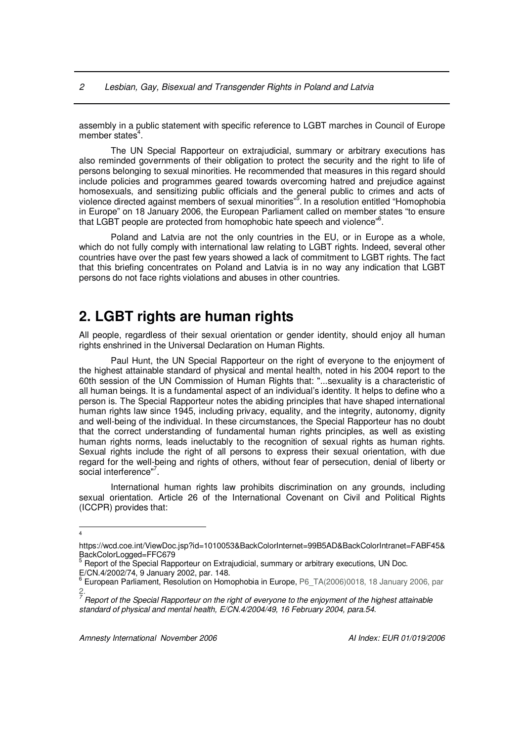assembly in a public statement with specific reference to LGBT marches in Council of Europe member states[4].

The UN Special Rapporteur on extrajudicial, summary or arbitrary executions has also reminded governments of their obligation to protect the security and the right to life of persons belonging to sexual minorities. He recommended that measures in this regard should include policies and programmes geared towards overcoming hatred and prejudice against homosexuals, and sensitizing public officials and the general public to crimes and acts of violence directed against members of sexual minorities"[5]. In a resolution entitled "Homophobia in Europe" on 18 January 2006, the European Parliament called on member states "to ensure that LGBT people are protected from homophobic hate speech and violence"[6].

Poland and Latvia are not the only countries in the EU, or in Europe as a whole, which do not fully comply with international law relating to LGBT rights. Indeed, several other countries have over the past few years showed a lack of commitment to LGBT rights. The fact that this briefing concentrates on Poland and Latvia is in no way any indication that LGBT persons do not face rights violations and abuses in other countries.

# 2. LGBT rights are human rights

All people, regardless of their sexual orientation or gender identity, should enjoy all human rights enshrined in the Universal Declaration on Human Rights.

Paul Hunt, the UN Special Rapporteur on the right of everyone to the enjoyment of the highest attainable standard of physical and mental health, noted in his 2004 report to the 60th session of the UN Commission of Human Rights that: "...sexuality is a characteristic of all human beings. It is a fundamental aspect of an individual's identity. It helps to define who a person is. The Special Rapporteur notes the abiding principles that have shaped international human rights law since 1945, including privacy, equality, and the integrity, autonomy, dignity and well-being of the individual. In these circumstances, the Special Rapporteur has no doubt that the correct understanding of fundamental human rights principles, as well as existing human rights norms, leads ineluctably to the recognition of sexual rights as human rights. Sexual rights include the right of all persons to express their sexual orientation, with due regard for the well-being and rights of others, without fear of persecution, denial of liberty or social interference"[7].

International human rights law prohibits discrimination on any grounds, including sexual orientation. Article 26 of the International Covenant on Civil and Political Rights (ICCPR) provides that:

---

[4] https://wcd.coe.int/ViewDoc.jsp?id=1010053&BackColorInternet=99B5AD&BackColorIntranet=FABF45&BackColorLogged=FFC679

[5] Report of the Special Rapporteur on Extrajudicial, summary or arbitrary executions, UN Doc. E/CN.4/2002/74, 9 January 2002, par. 148.

[6] European Parliament, Resolution on Homophobia in Europe, P6_TA(2006)0018, 18 January 2006, par 2.

[7] *Report of the Special Rapporteur on the right of everyone to the enjoyment of the highest attainable standard of physical and mental health, E/CN.4/2004/49, 16 February 2004, para.54.*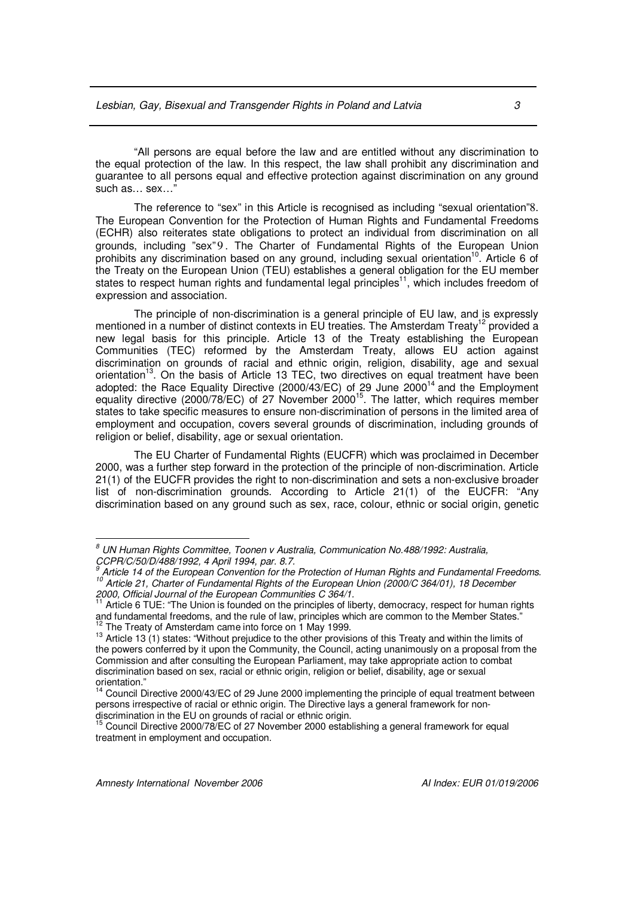"All persons are equal before the law and are entitled without any discrimination to the equal protection of the law. In this respect, the law shall prohibit any discrimination and guarantee to all persons equal and effective protection against discrimination on any ground such as… sex…"

The reference to "sex" in this Article is recognised as including "sexual orientation"[8]. The European Convention for the Protection of Human Rights and Fundamental Freedoms (ECHR) also reiterates state obligations to protect an individual from discrimination on all grounds, including "sex"[9]. The Charter of Fundamental Rights of the European Union prohibits any discrimination based on any ground, including sexual orientation[10]. Article 6 of the Treaty on the European Union (TEU) establishes a general obligation for the EU member states to respect human rights and fundamental legal principles[11], which includes freedom of expression and association.

The principle of non-discrimination is a general principle of EU law, and is expressly mentioned in a number of distinct contexts in EU treaties. The Amsterdam Treaty[12] provided a new legal basis for this principle. Article 13 of the Treaty establishing the European Communities (TEC) reformed by the Amsterdam Treaty, allows EU action against discrimination on grounds of racial and ethnic origin, religion, disability, age and sexual orientation[13]. On the basis of Article 13 TEC, two directives on equal treatment have been adopted: the Race Equality Directive (2000/43/EC) of 29 June 2000[14] and the Employment equality directive (2000/78/EC) of 27 November 2000[15]. The latter, which requires member states to take specific measures to ensure non-discrimination of persons in the limited area of employment and occupation, covers several grounds of discrimination, including grounds of religion or belief, disability, age or sexual orientation.

The EU Charter of Fundamental Rights (EUCFR) which was proclaimed in December 2000, was a further step forward in the protection of the principle of non-discrimination. Article 21(1) of the EUCFR provides the right to non-discrimination and sets a non-exclusive broader list of non-discrimination grounds. According to Article 21(1) of the EUCFR: "Any discrimination based on any ground such as sex, race, colour, ethnic or social origin, genetic

---

[8] *UN Human Rights Committee, Toonen v Australia, Communication No.488/1992: Australia, CCPR/C/50/D/488/1992, 4 April 1994, par. 8.7.*

[9] *Article 14 of the European Convention for the Protection of Human Rights and Fundamental Freedoms.*

[10] *Article 21, Charter of Fundamental Rights of the European Union (2000/C 364/01), 18 December 2000, Official Journal of the European Communities C 364/1.*

[11] Article 6 TUE: "The Union is founded on the principles of liberty, democracy, respect for human rights and fundamental freedoms, and the rule of law, principles which are common to the Member States."

[12] The Treaty of Amsterdam came into force on 1 May 1999.

[13] Article 13 (1) states: "Without prejudice to the other provisions of this Treaty and within the limits of the powers conferred by it upon the Community, the Council, acting unanimously on a proposal from the Commission and after consulting the European Parliament, may take appropriate action to combat discrimination based on sex, racial or ethnic origin, religion or belief, disability, age or sexual orientation."

[14] Council Directive 2000/43/EC of 29 June 2000 implementing the principle of equal treatment between persons irrespective of racial or ethnic origin. The Directive lays a general framework for non-discrimination in the EU on grounds of racial or ethnic origin.

[15] Council Directive 2000/78/EC of 27 November 2000 establishing a general framework for equal treatment in employment and occupation.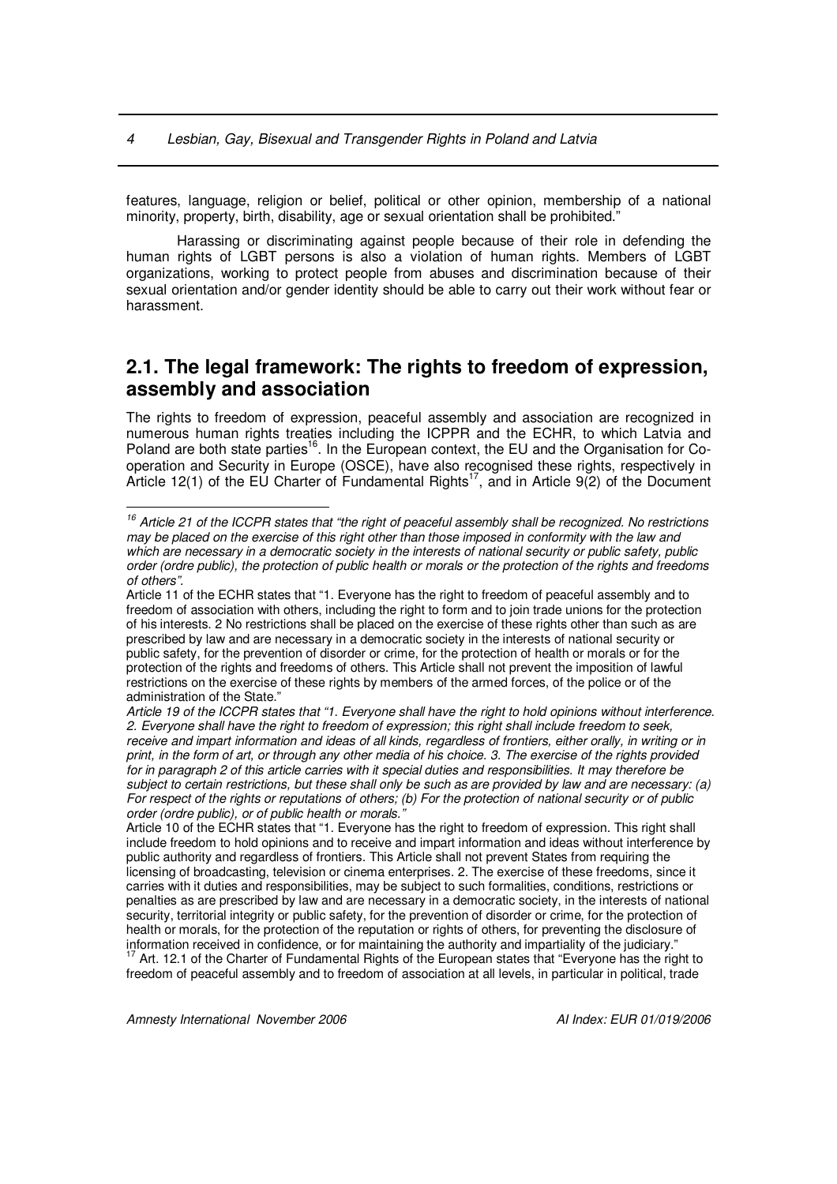features, language, religion or belief, political or other opinion, membership of a national minority, property, birth, disability, age or sexual orientation shall be prohibited."

Harassing or discriminating against people because of their role in defending the human rights of LGBT persons is also a violation of human rights. Members of LGBT organizations, working to protect people from abuses and discrimination because of their sexual orientation and/or gender identity should be able to carry out their work without fear or harassment.

## 2.1. The legal framework: The rights to freedom of expression, assembly and association

The rights to freedom of expression, peaceful assembly and association are recognized in numerous human rights treaties including the ICPPR and the ECHR, to which Latvia and Poland are both state parties[16]. In the European context, the EU and the Organisation for Co-operation and Security in Europe (OSCE), have also recognised these rights, respectively in Article 12(1) of the EU Charter of Fundamental Rights[17], and in Article 9(2) of the Document

---

[16] *Article 21 of the ICCPR states that "the right of peaceful assembly shall be recognized. No restrictions may be placed on the exercise of this right other than those imposed in conformity with the law and which are necessary in a democratic society in the interests of national security or public safety, public order (ordre public), the protection of public health or morals or the protection of the rights and freedoms of others".*

Article 11 of the ECHR states that "1. Everyone has the right to freedom of peaceful assembly and to freedom of association with others, including the right to form and to join trade unions for the protection of his interests. 2 No restrictions shall be placed on the exercise of these rights other than such as are prescribed by law and are necessary in a democratic society in the interests of national security or public safety, for the prevention of disorder or crime, for the protection of health or morals or for the protection of the rights and freedoms of others. This Article shall not prevent the imposition of lawful restrictions on the exercise of these rights by members of the armed forces, of the police or of the administration of the State."

*Article 19 of the ICCPR states that "1. Everyone shall have the right to hold opinions without interference. 2. Everyone shall have the right to freedom of expression; this right shall include freedom to seek, receive and impart information and ideas of all kinds, regardless of frontiers, either orally, in writing or in print, in the form of art, or through any other media of his choice. 3. The exercise of the rights provided for in paragraph 2 of this article carries with it special duties and responsibilities. It may therefore be subject to certain restrictions, but these shall only be such as are provided by law and are necessary: (a) For respect of the rights or reputations of others; (b) For the protection of national security or of public order (ordre public), or of public health or morals."*

Article 10 of the ECHR states that "1. Everyone has the right to freedom of expression. This right shall include freedom to hold opinions and to receive and impart information and ideas without interference by public authority and regardless of frontiers. This Article shall not prevent States from requiring the licensing of broadcasting, television or cinema enterprises. 2. The exercise of these freedoms, since it carries with it duties and responsibilities, may be subject to such formalities, conditions, restrictions or penalties as are prescribed by law and are necessary in a democratic society, in the interests of national security, territorial integrity or public safety, for the prevention of disorder or crime, for the protection of health or morals, for the protection of the reputation or rights of others, for preventing the disclosure of information received in confidence, or for maintaining the authority and impartiality of the judiciary."

[17] Art. 12.1 of the Charter of Fundamental Rights of the European states that "Everyone has the right to freedom of peaceful assembly and to freedom of association at all levels, in particular in political, trade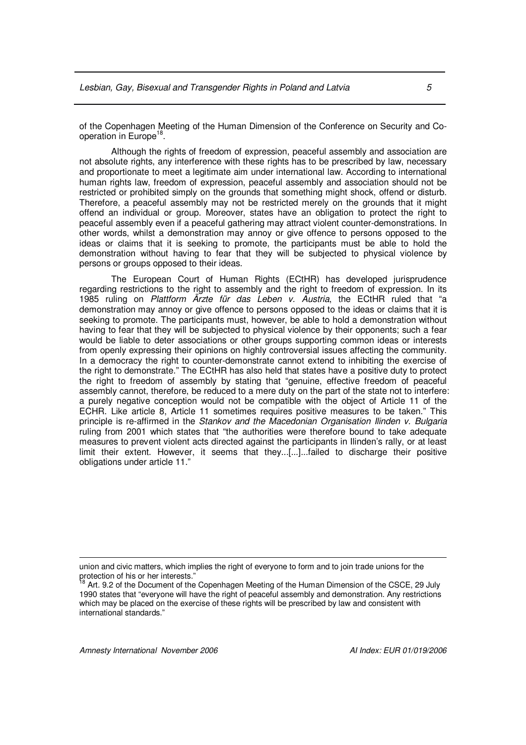of the Copenhagen Meeting of the Human Dimension of the Conference on Security and Co-operation in Europe[18].

Although the rights of freedom of expression, peaceful assembly and association are not absolute rights, any interference with these rights has to be prescribed by law, necessary and proportionate to meet a legitimate aim under international law. According to international human rights law, freedom of expression, peaceful assembly and association should not be restricted or prohibited simply on the grounds that something might shock, offend or disturb. Therefore, a peaceful assembly may not be restricted merely on the grounds that it might offend an individual or group. Moreover, states have an obligation to protect the right to peaceful assembly even if a peaceful gathering may attract violent counter-demonstrations. In other words, whilst a demonstration may annoy or give offence to persons opposed to the ideas or claims that it is seeking to promote, the participants must be able to hold the demonstration without having to fear that they will be subjected to physical violence by persons or groups opposed to their ideas.

The European Court of Human Rights (ECtHR) has developed jurisprudence regarding restrictions to the right to assembly and the right to freedom of expression. In its 1985 ruling on *Plattform Ärzte für das Leben v. Austria*, the ECtHR ruled that "a demonstration may annoy or give offence to persons opposed to the ideas or claims that it is seeking to promote. The participants must, however, be able to hold a demonstration without having to fear that they will be subjected to physical violence by their opponents; such a fear would be liable to deter associations or other groups supporting common ideas or interests from openly expressing their opinions on highly controversial issues affecting the community. In a democracy the right to counter-demonstrate cannot extend to inhibiting the exercise of the right to demonstrate." The ECtHR has also held that states have a positive duty to protect the right to freedom of assembly by stating that "genuine, effective freedom of peaceful assembly cannot, therefore, be reduced to a mere duty on the part of the state not to interfere: a purely negative conception would not be compatible with the object of Article 11 of the ECHR. Like article 8, Article 11 sometimes requires positive measures to be taken." This principle is re-affirmed in the *Stankov and the Macedonian Organisation Ilinden v. Bulgaria* ruling from 2001 which states that "the authorities were therefore bound to take adequate measures to prevent violent acts directed against the participants in Ilinden's rally, or at least limit their extent. However, it seems that they...[...]...failed to discharge their positive obligations under article 11."

---

union and civic matters, which implies the right of everyone to form and to join trade unions for the protection of his or her interests."

[18] Art. 9.2 of the Document of the Copenhagen Meeting of the Human Dimension of the CSCE, 29 July 1990 states that "everyone will have the right of peaceful assembly and demonstration. Any restrictions which may be placed on the exercise of these rights will be prescribed by law and consistent with international standards."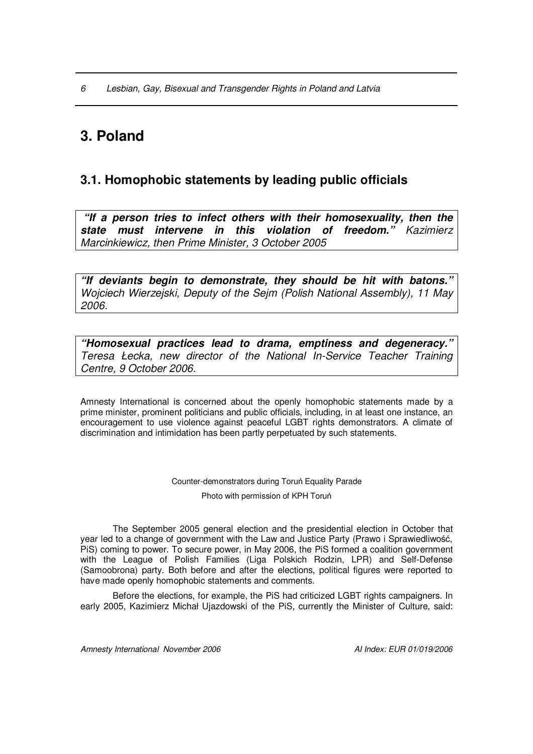# 3. Poland

## 3.1. Homophobic statements by leading public officials

> ***"If a person tries to infect others with their homosexuality, then the state must intervene in this violation of freedom."*** *Kazimierz Marcinkiewicz, then Prime Minister, 3 October 2005*

> ***"If deviants begin to demonstrate, they should be hit with batons."*** *Wojciech Wierzejski, Deputy of the Sejm (Polish National Assembly), 11 May 2006.*

> ***"Homosexual practices lead to drama, emptiness and degeneracy."*** *Teresa Łecka, new director of the National In-Service Teacher Training Centre, 9 October 2006.*

Amnesty International is concerned about the openly homophobic statements made by a prime minister, prominent politicians and public officials, including, in at least one instance, an encouragement to use violence against peaceful LGBT rights demonstrators. A climate of discrimination and intimidation has been partly perpetuated by such statements.

Counter-demonstrators during Toruń Equality Parade

Photo with permission of KPH Toruń

The September 2005 general election and the presidential election in October that year led to a change of government with the Law and Justice Party (Prawo i Sprawiedliwość, PiS) coming to power. To secure power, in May 2006, the PiS formed a coalition government with the League of Polish Families (Liga Polskich Rodzin, LPR) and Self-Defense (Samoobrona) party. Both before and after the elections, political figures were reported to have made openly homophobic statements and comments.

Before the elections, for example, the PiS had criticized LGBT rights campaigners. In early 2005, Kazimierz Michał Ujazdowski of the PiS, currently the Minister of Culture, said: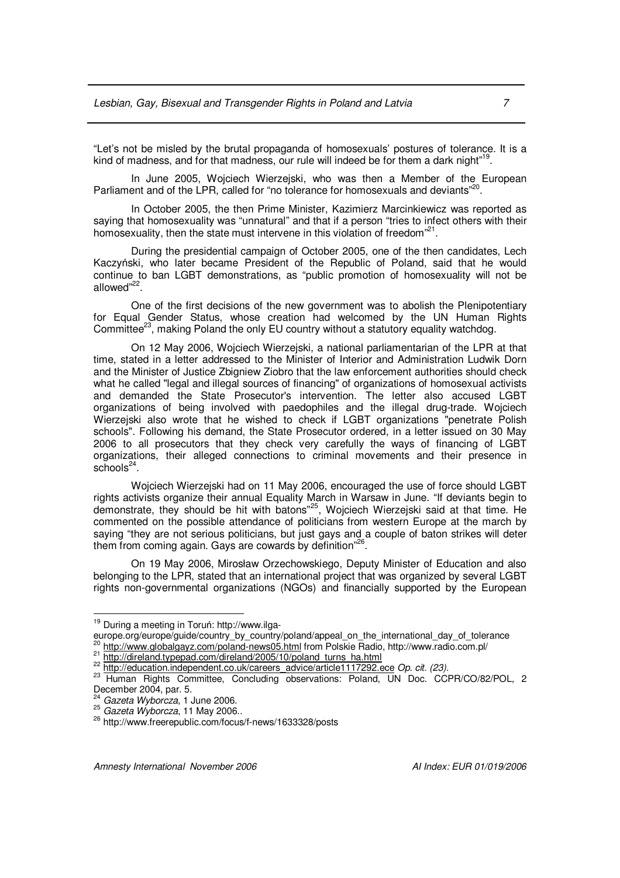"Let's not be misled by the brutal propaganda of homosexuals' postures of tolerance. It is a kind of madness, and for that madness, our rule will indeed be for them a dark night"[19].

In June 2005, Wojciech Wierzejski, who was then a Member of the European Parliament and of the LPR, called for "no tolerance for homosexuals and deviants"[20].

In October 2005, the then Prime Minister, Kazimierz Marcinkiewicz was reported as saying that homosexuality was "unnatural" and that if a person "tries to infect others with their homosexuality, then the state must intervene in this violation of freedom"[21].

During the presidential campaign of October 2005, one of the then candidates, Lech Kaczyński, who later became President of the Republic of Poland, said that he would continue to ban LGBT demonstrations, as "public promotion of homosexuality will not be allowed"[22].

One of the first decisions of the new government was to abolish the Plenipotentiary for Equal Gender Status, whose creation had welcomed by the UN Human Rights Committee[23], making Poland the only EU country without a statutory equality watchdog.

On 12 May 2006, Wojciech Wierzejski, a national parliamentarian of the LPR at that time, stated in a letter addressed to the Minister of Interior and Administration Ludwik Dorn and the Minister of Justice Zbigniew Ziobro that the law enforcement authorities should check what he called "legal and illegal sources of financing" of organizations of homosexual activists and demanded the State Prosecutor's intervention. The letter also accused LGBT organizations of being involved with paedophiles and the illegal drug-trade. Wojciech Wierzejski also wrote that he wished to check if LGBT organizations "penetrate Polish schools". Following his demand, the State Prosecutor ordered, in a letter issued on 30 May 2006 to all prosecutors that they check very carefully the ways of financing of LGBT organizations, their alleged connections to criminal movements and their presence in schools[24].

Wojciech Wierzejski had on 11 May 2006, encouraged the use of force should LGBT rights activists organize their annual Equality March in Warsaw in June. "If deviants begin to demonstrate, they should be hit with batons"[25], Wojciech Wierzejski said at that time. He commented on the possible attendance of politicians from western Europe at the march by saying "they are not serious politicians, but just gays and a couple of baton strikes will deter them from coming again. Gays are cowards by definition"[26].

On 19 May 2006, Mirosław Orzechowskiego, Deputy Minister of Education and also belonging to the LPR, stated that an international project that was organized by several LGBT rights non-governmental organizations (NGOs) and financially supported by the European

---

[19] During a meeting in Toruń: http://www.ilga-europe.org/europe/guide/country_by_country/poland/appeal_on_the_international_day_of_tolerance

[20] http://www.globalgayz.com/poland-news05.html from Polskie Radio, http://www.radio.com.pl/

[21] http://direland.typepad.com/direland/2005/10/poland_turns_ha.html

[22] http://education.independent.co.uk/careers_advice/article1117292.ece *Op. cit. (23).*

[23] Human Rights Committee, Concluding observations: Poland, UN Doc. CCPR/CO/82/POL, 2 December 2004, par. 5.

[24] *Gazeta Wyborcza*, 1 June 2006.

[25] *Gazeta Wyborcza*, 11 May 2006..

[26] http://www.freerepublic.com/focus/f-news/1633328/posts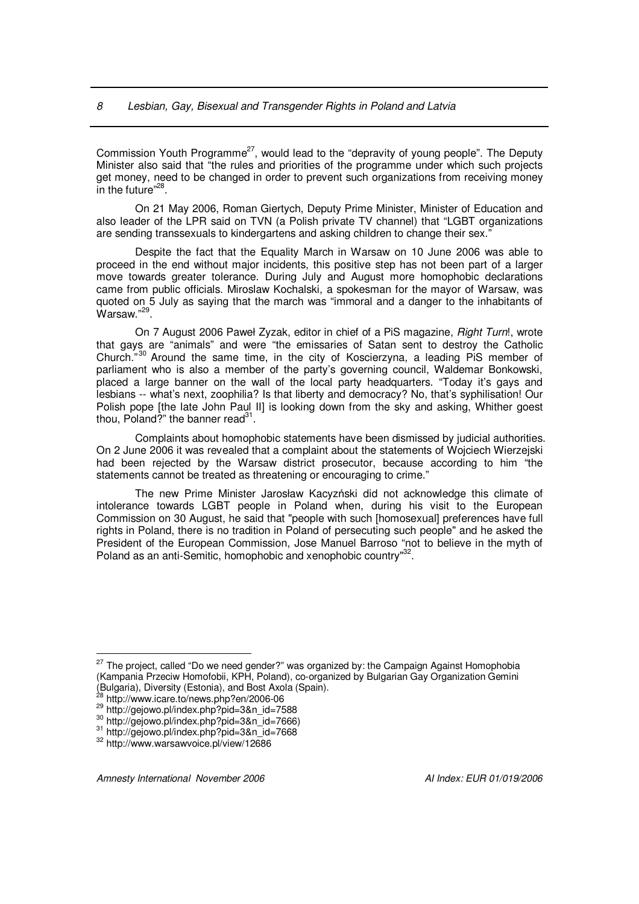Commission Youth Programme[27], would lead to the "depravity of young people". The Deputy Minister also said that "the rules and priorities of the programme under which such projects get money, need to be changed in order to prevent such organizations from receiving money in the future"[28].

On 21 May 2006, Roman Giertych, Deputy Prime Minister, Minister of Education and also leader of the LPR said on TVN (a Polish private TV channel) that "LGBT organizations are sending transsexuals to kindergartens and asking children to change their sex."

Despite the fact that the Equality March in Warsaw on 10 June 2006 was able to proceed in the end without major incidents, this positive step has not been part of a larger move towards greater tolerance. During July and August more homophobic declarations came from public officials. Miroslaw Kochalski, a spokesman for the mayor of Warsaw, was quoted on 5 July as saying that the march was "immoral and a danger to the inhabitants of Warsaw."[29].

On 7 August 2006 Paweł Zyzak, editor in chief of a PiS magazine, *Right Turn*!, wrote that gays are "animals" and were "the emissaries of Satan sent to destroy the Catholic Church."[30] Around the same time, in the city of Koscierzyna, a leading PiS member of parliament who is also a member of the party's governing council, Waldemar Bonkowski, placed a large banner on the wall of the local party headquarters. "Today it's gays and lesbians -- what's next, zoophilia? Is that liberty and democracy? No, that's syphilisation! Our Polish pope [the late John Paul II] is looking down from the sky and asking, Whither goest thou, Poland?" the banner read[31].

Complaints about homophobic statements have been dismissed by judicial authorities. On 2 June 2006 it was revealed that a complaint about the statements of Wojciech Wierzejski had been rejected by the Warsaw district prosecutor, because according to him "the statements cannot be treated as threatening or encouraging to crime."

The new Prime Minister Jarosław Kaczyński did not acknowledge this climate of intolerance towards LGBT people in Poland when, during his visit to the European Commission on 30 August, he said that "people with such [homosexual] preferences have full rights in Poland, there is no tradition in Poland of persecuting such people" and he asked the President of the European Commission, Jose Manuel Barroso "not to believe in the myth of Poland as an anti-Semitic, homophobic and xenophobic country"[32].

---

[27] The project, called "Do we need gender?" was organized by: the Campaign Against Homophobia (Kampania Przeciw Homofobii, KPH, Poland), co-organized by Bulgarian Gay Organization Gemini (Bulgaria), Diversity (Estonia), and Bost Axola (Spain).

[28] http://www.icare.to/news.php?en/2006-06

[29] http://gejowo.pl/index.php?pid=3&n_id=7588

[30] http://gejowo.pl/index.php?pid=3&n_id=7666)

[31] http://gejowo.pl/index.php?pid=3&n_id=7668

[32] http://www.warsawvoice.pl/view/12686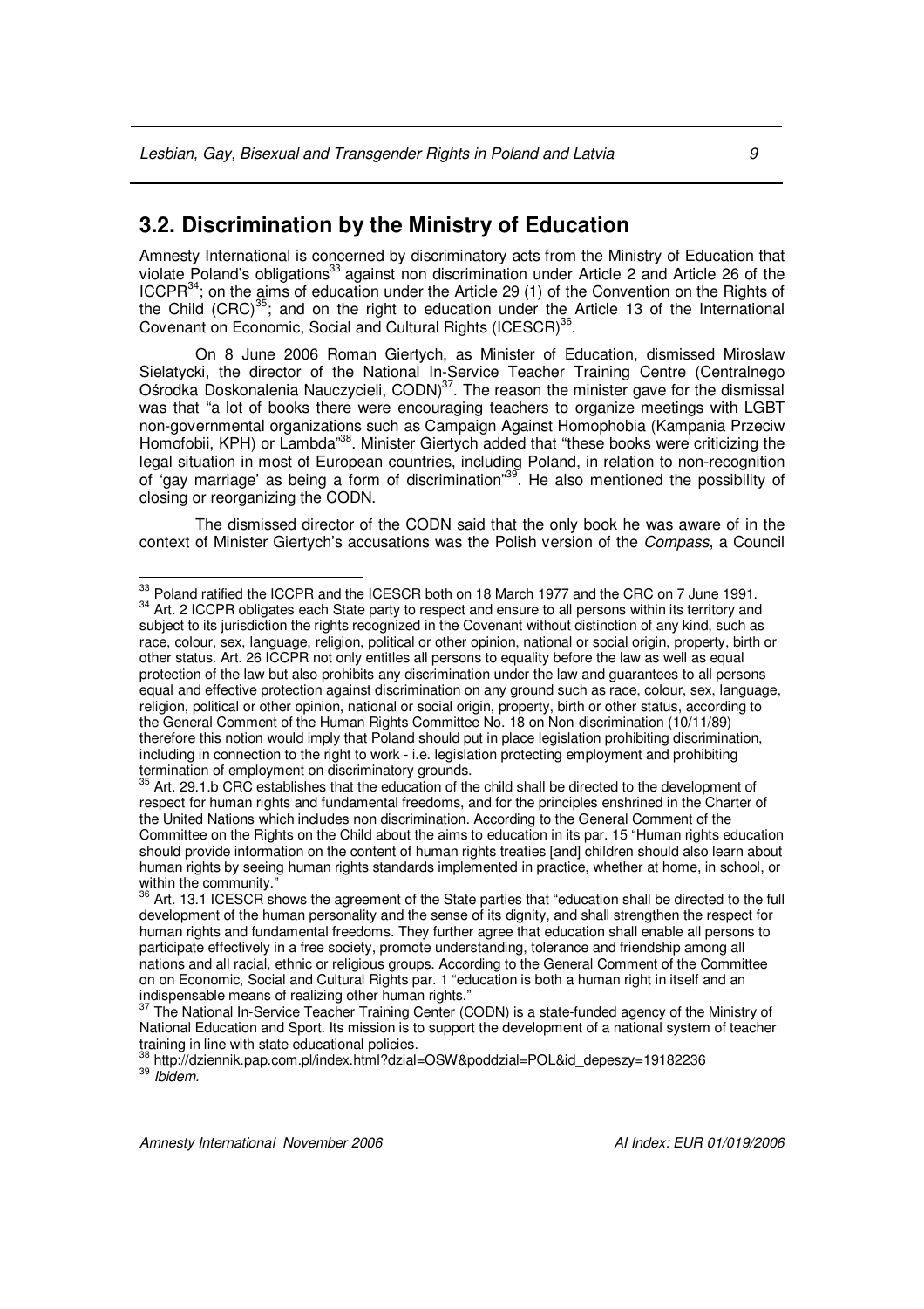## 3.2. Discrimination by the Ministry of Education

Amnesty International is concerned by discriminatory acts from the Ministry of Education that violate Poland's obligations[33] against non discrimination under Article 2 and Article 26 of the ICCPR[34]; on the aims of education under the Article 29 (1) of the Convention on the Rights of the Child (CRC)[35]; and on the right to education under the Article 13 of the International Covenant on Economic, Social and Cultural Rights (ICESCR)[36].

On 8 June 2006 Roman Giertych, as Minister of Education, dismissed Mirosław Sielatycki, the director of the National In-Service Teacher Training Centre (Centralnego Ośrodka Doskonalenia Nauczycieli, CODN)[37]. The reason the minister gave for the dismissal was that "a lot of books there were encouraging teachers to organize meetings with LGBT non-governmental organizations such as Campaign Against Homophobia (Kampania Przeciw Homofobii, KPH) or Lambda"[38]. Minister Giertych added that "these books were criticizing the legal situation in most of European countries, including Poland, in relation to non-recognition of 'gay marriage' as being a form of discrimination"[39]. He also mentioned the possibility of closing or reorganizing the CODN.

The dismissed director of the CODN said that the only book he was aware of in the context of Minister Giertych's accusations was the Polish version of the *Compass*, a Council

---

[33] Poland ratified the ICCPR and the ICESCR both on 18 March 1977 and the CRC on 7 June 1991.

[34] Art. 2 ICCPR obligates each State party to respect and ensure to all persons within its territory and subject to its jurisdiction the rights recognized in the Covenant without distinction of any kind, such as race, colour, sex, language, religion, political or other opinion, national or social origin, property, birth or other status. Art. 26 ICCPR not only entitles all persons to equality before the law as well as equal protection of the law but also prohibits any discrimination under the law and guarantees to all persons equal and effective protection against discrimination on any ground such as race, colour, sex, language, religion, political or other opinion, national or social origin, property, birth or other status, according to the General Comment of the Human Rights Committee No. 18 on Non-discrimination (10/11/89) therefore this notion would imply that Poland should put in place legislation prohibiting discrimination, including in connection to the right to work - i.e. legislation protecting employment and prohibiting termination of employment on discriminatory grounds.

[35] Art. 29.1.b CRC establishes that the education of the child shall be directed to the development of respect for human rights and fundamental freedoms, and for the principles enshrined in the Charter of the United Nations which includes non discrimination. According to the General Comment of the Committee on the Rights on the Child about the aims to education in its par. 15 "Human rights education should provide information on the content of human rights treaties [and] children should also learn about human rights by seeing human rights standards implemented in practice, whether at home, in school, or within the community."

[36] Art. 13.1 ICESCR shows the agreement of the State parties that "education shall be directed to the full development of the human personality and the sense of its dignity, and shall strengthen the respect for human rights and fundamental freedoms. They further agree that education shall enable all persons to participate effectively in a free society, promote understanding, tolerance and friendship among all nations and all racial, ethnic or religious groups. According to the General Comment of the Committee on on Economic, Social and Cultural Rights par. 1 "education is both a human right in itself and an indispensable means of realizing other human rights."

[37] The National In-Service Teacher Training Center (CODN) is a state-funded agency of the Ministry of National Education and Sport. Its mission is to support the development of a national system of teacher training in line with state educational policies.

[38] http://dziennik.pap.com.pl/index.html?dzial=OSW&poddzial=POL&id_depeszy=19182236

[39] *Ibidem.*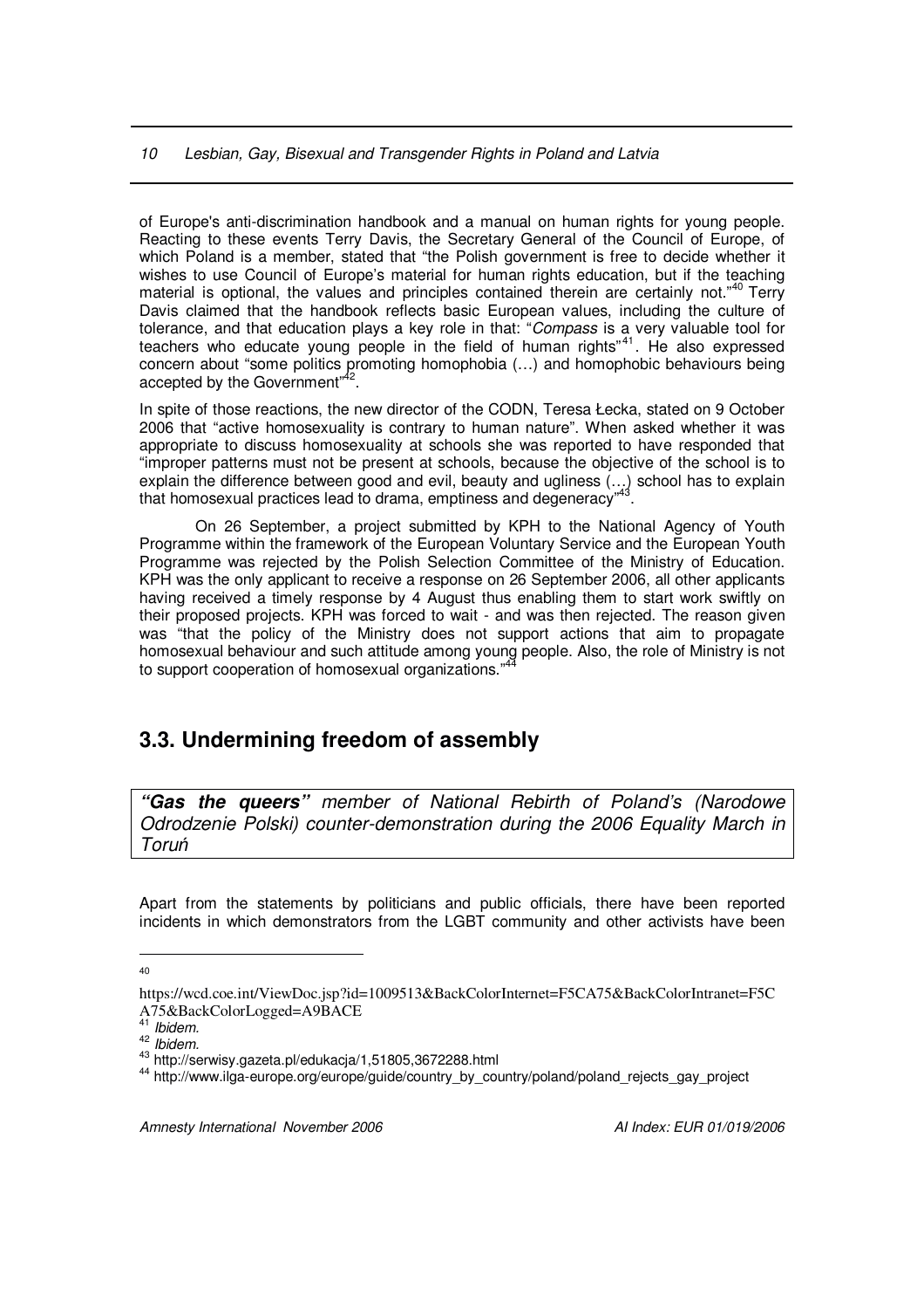of Europe's anti-discrimination handbook and a manual on human rights for young people. Reacting to these events Terry Davis, the Secretary General of the Council of Europe, of which Poland is a member, stated that "the Polish government is free to decide whether it wishes to use Council of Europe's material for human rights education, but if the teaching material is optional, the values and principles contained therein are certainly not."[40] Terry Davis claimed that the handbook reflects basic European values, including the culture of tolerance, and that education plays a key role in that: "*Compass* is a very valuable tool for teachers who educate young people in the field of human rights"[41]. He also expressed concern about "some politics promoting homophobia (…) and homophobic behaviours being accepted by the Government"[42].

In spite of those reactions, the new director of the CODN, Teresa Łecka, stated on 9 October 2006 that "active homosexuality is contrary to human nature". When asked whether it was appropriate to discuss homosexuality at schools she was reported to have responded that "improper patterns must not be present at schools, because the objective of the school is to explain the difference between good and evil, beauty and ugliness (…) school has to explain that homosexual practices lead to drama, emptiness and degeneracy"[43].

On 26 September, a project submitted by KPH to the National Agency of Youth Programme within the framework of the European Voluntary Service and the European Youth Programme was rejected by the Polish Selection Committee of the Ministry of Education. KPH was the only applicant to receive a response on 26 September 2006, all other applicants having received a timely response by 4 August thus enabling them to start work swiftly on their proposed projects. KPH was forced to wait - and was then rejected. The reason given was "that the policy of the Ministry does not support actions that aim to propagate homosexual behaviour and such attitude among young people. Also, the role of Ministry is not to support cooperation of homosexual organizations."[44]

## 3.3. Undermining freedom of assembly

***"Gas the queers"*** *member of National Rebirth of Poland's (Narodowe Odrodzenie Polski) counter-demonstration during the 2006 Equality March in Toruń*

Apart from the statements by politicians and public officials, there have been reported incidents in which demonstrators from the LGBT community and other activists have been

---

[40] https://wcd.coe.int/ViewDoc.jsp?id=1009513&BackColorInternet=F5CA75&BackColorIntranet=F5CA75&BackColorLogged=A9BACE

[41] *Ibidem.*

[42] *Ibidem.*

[43] http://serwisy.gazeta.pl/edukacja/1,51805,3672288.html

[44] http://www.ilga-europe.org/europe/guide/country_by_country/poland/poland_rejects_gay_project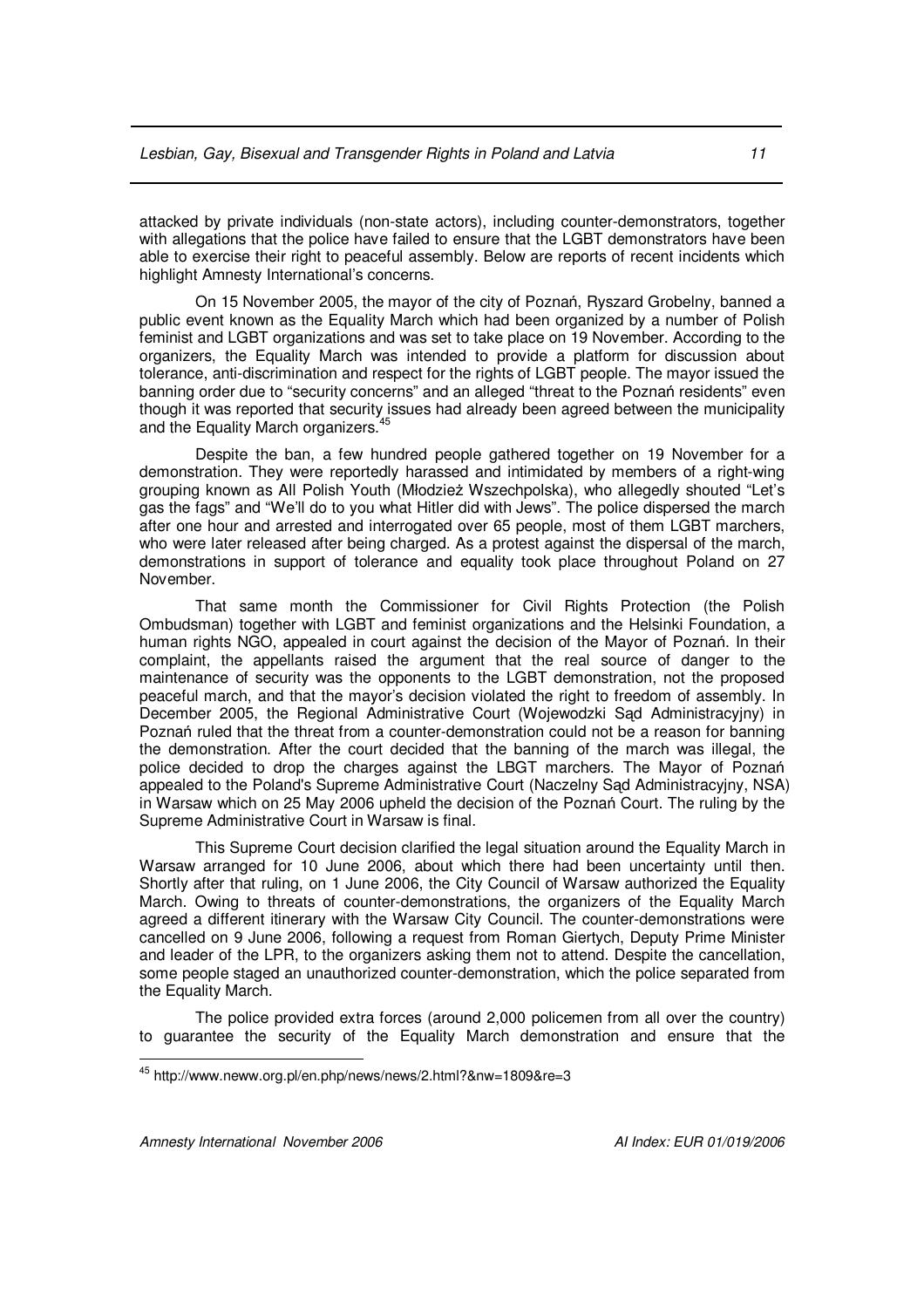attacked by private individuals (non-state actors), including counter-demonstrators, together with allegations that the police have failed to ensure that the LGBT demonstrators have been able to exercise their right to peaceful assembly. Below are reports of recent incidents which highlight Amnesty International's concerns.

On 15 November 2005, the mayor of the city of Poznań, Ryszard Grobelny, banned a public event known as the Equality March which had been organized by a number of Polish feminist and LGBT organizations and was set to take place on 19 November. According to the organizers, the Equality March was intended to provide a platform for discussion about tolerance, anti-discrimination and respect for the rights of LGBT people. The mayor issued the banning order due to "security concerns" and an alleged "threat to the Poznań residents" even though it was reported that security issues had already been agreed between the municipality and the Equality March organizers.[45]

Despite the ban, a few hundred people gathered together on 19 November for a demonstration. They were reportedly harassed and intimidated by members of a right-wing grouping known as All Polish Youth (Młodzież Wszechpolska), who allegedly shouted "Let's gas the fags" and "We'll do to you what Hitler did with Jews". The police dispersed the march after one hour and arrested and interrogated over 65 people, most of them LGBT marchers, who were later released after being charged. As a protest against the dispersal of the march, demonstrations in support of tolerance and equality took place throughout Poland on 27 November.

That same month the Commissioner for Civil Rights Protection (the Polish Ombudsman) together with LGBT and feminist organizations and the Helsinki Foundation, a human rights NGO, appealed in court against the decision of the Mayor of Poznań. In their complaint, the appellants raised the argument that the real source of danger to the maintenance of security was the opponents to the LGBT demonstration, not the proposed peaceful march, and that the mayor's decision violated the right to freedom of assembly. In December 2005, the Regional Administrative Court (Wojewodzki Sąd Administracyjny) in Poznań ruled that the threat from a counter-demonstration could not be a reason for banning the demonstration. After the court decided that the banning of the march was illegal, the police decided to drop the charges against the LBGT marchers. The Mayor of Poznań appealed to the Poland's Supreme Administrative Court (Naczelny Sąd Administracyjny, NSA) in Warsaw which on 25 May 2006 upheld the decision of the Poznań Court. The ruling by the Supreme Administrative Court in Warsaw is final.

This Supreme Court decision clarified the legal situation around the Equality March in Warsaw arranged for 10 June 2006, about which there had been uncertainty until then. Shortly after that ruling, on 1 June 2006, the City Council of Warsaw authorized the Equality March. Owing to threats of counter-demonstrations, the organizers of the Equality March agreed a different itinerary with the Warsaw City Council. The counter-demonstrations were cancelled on 9 June 2006, following a request from Roman Giertych, Deputy Prime Minister and leader of the LPR, to the organizers asking them not to attend. Despite the cancellation, some people staged an unauthorized counter-demonstration, which the police separated from the Equality March.

The police provided extra forces (around 2,000 policemen from all over the country) to guarantee the security of the Equality March demonstration and ensure that the

[45] http://www.neww.org.pl/en.php/news/news/2.html?&nw=1809&re=3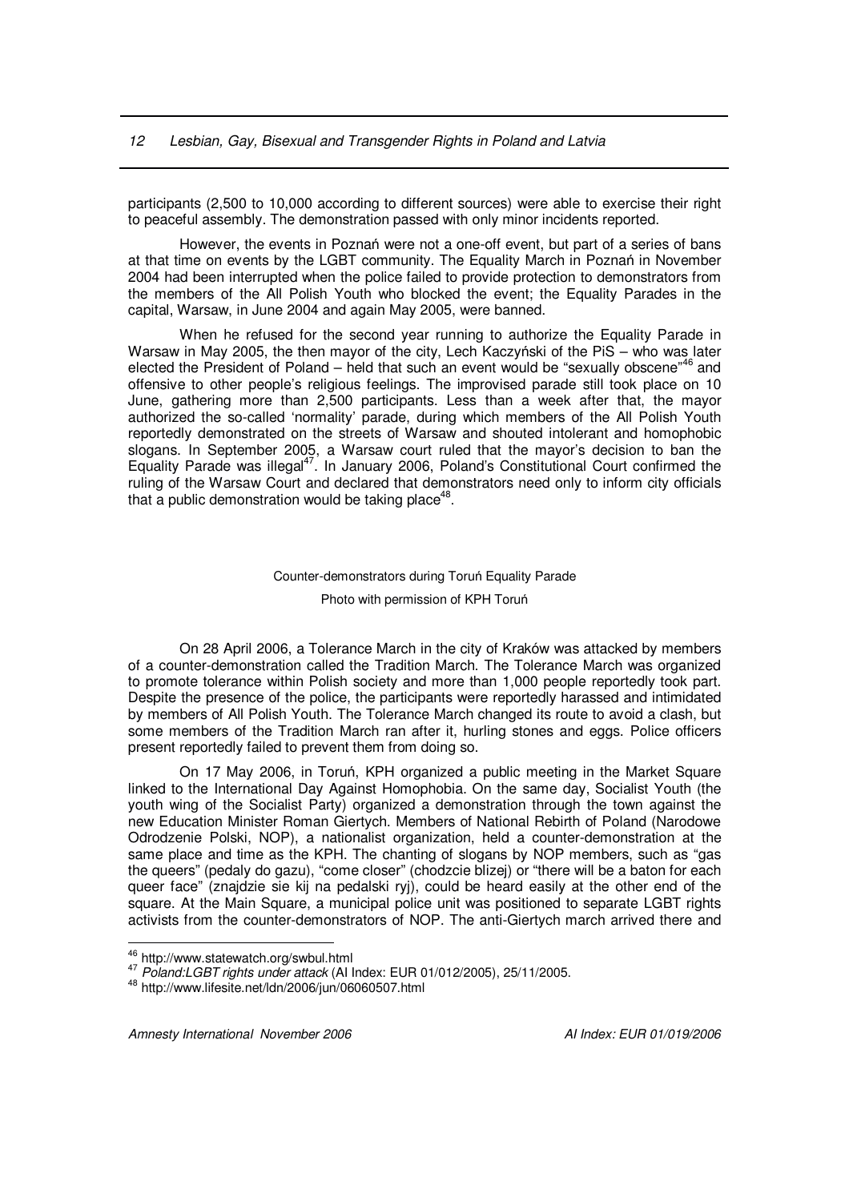participants (2,500 to 10,000 according to different sources) were able to exercise their right to peaceful assembly. The demonstration passed with only minor incidents reported.

However, the events in Poznań were not a one-off event, but part of a series of bans at that time on events by the LGBT community. The Equality March in Poznań in November 2004 had been interrupted when the police failed to provide protection to demonstrators from the members of the All Polish Youth who blocked the event; the Equality Parades in the capital, Warsaw, in June 2004 and again May 2005, were banned.

When he refused for the second year running to authorize the Equality Parade in Warsaw in May 2005, the then mayor of the city, Lech Kaczyński of the PiS – who was later elected the President of Poland – held that such an event would be "sexually obscene"[46] and offensive to other people's religious feelings. The improvised parade still took place on 10 June, gathering more than 2,500 participants. Less than a week after that, the mayor authorized the so-called 'normality' parade, during which members of the All Polish Youth reportedly demonstrated on the streets of Warsaw and shouted intolerant and homophobic slogans. In September 2005, a Warsaw court ruled that the mayor's decision to ban the Equality Parade was illegal[47]. In January 2006, Poland's Constitutional Court confirmed the ruling of the Warsaw Court and declared that demonstrators need only to inform city officials that a public demonstration would be taking place[48].

Counter-demonstrators during Toruń Equality Parade

Photo with permission of KPH Toruń

On 28 April 2006, a Tolerance March in the city of Kraków was attacked by members of a counter-demonstration called the Tradition March. The Tolerance March was organized to promote tolerance within Polish society and more than 1,000 people reportedly took part. Despite the presence of the police, the participants were reportedly harassed and intimidated by members of All Polish Youth. The Tolerance March changed its route to avoid a clash, but some members of the Tradition March ran after it, hurling stones and eggs. Police officers present reportedly failed to prevent them from doing so.

On 17 May 2006, in Toruń, KPH organized a public meeting in the Market Square linked to the International Day Against Homophobia. On the same day, Socialist Youth (the youth wing of the Socialist Party) organized a demonstration through the town against the new Education Minister Roman Giertych. Members of National Rebirth of Poland (Narodowe Odrodzenie Polski, NOP), a nationalist organization, held a counter-demonstration at the same place and time as the KPH. The chanting of slogans by NOP members, such as "gas the queers" (pedaly do gazu), "come closer" (chodzcie blizej) or "there will be a baton for each queer face" (znajdzie sie kij na pedalski ryj), could be heard easily at the other end of the square. At the Main Square, a municipal police unit was positioned to separate LGBT rights activists from the counter-demonstrators of NOP. The anti-Giertych march arrived there and

---

[46] http://www.statewatch.org/swbul.html

[47] *Poland:LGBT rights under attack* (AI Index: EUR 01/012/2005), 25/11/2005.

[48] http://www.lifesite.net/ldn/2006/jun/06060507.html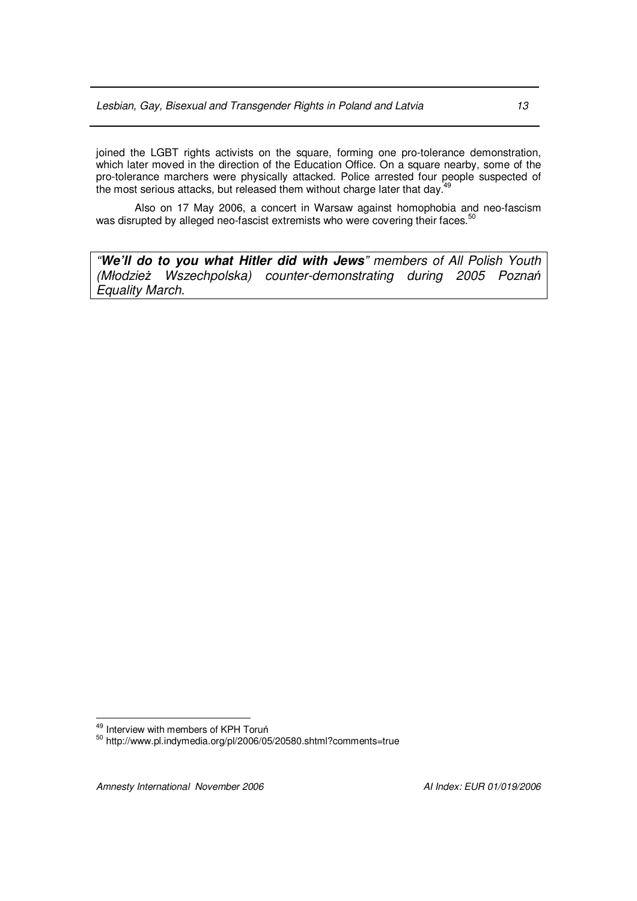joined the LGBT rights activists on the square, forming one pro-tolerance demonstration, which later moved in the direction of the Education Office. On a square nearby, some of the pro-tolerance marchers were physically attacked. Police arrested four people suspected of the most serious attacks, but released them without charge later that day.[49]

Also on 17 May 2006, a concert in Warsaw against homophobia and neo-fascism was disrupted by alleged neo-fascist extremists who were covering their faces.[50]

> *"**We'll do to you what Hitler did with Jews**" members of All Polish Youth (Młodzież Wszechpolska) counter-demonstrating during 2005 Poznań Equality March.*

---

[49] Interview with members of KPH Toruń

[50] http://www.pl.indymedia.org/pl/2006/05/20580.shtml?comments=true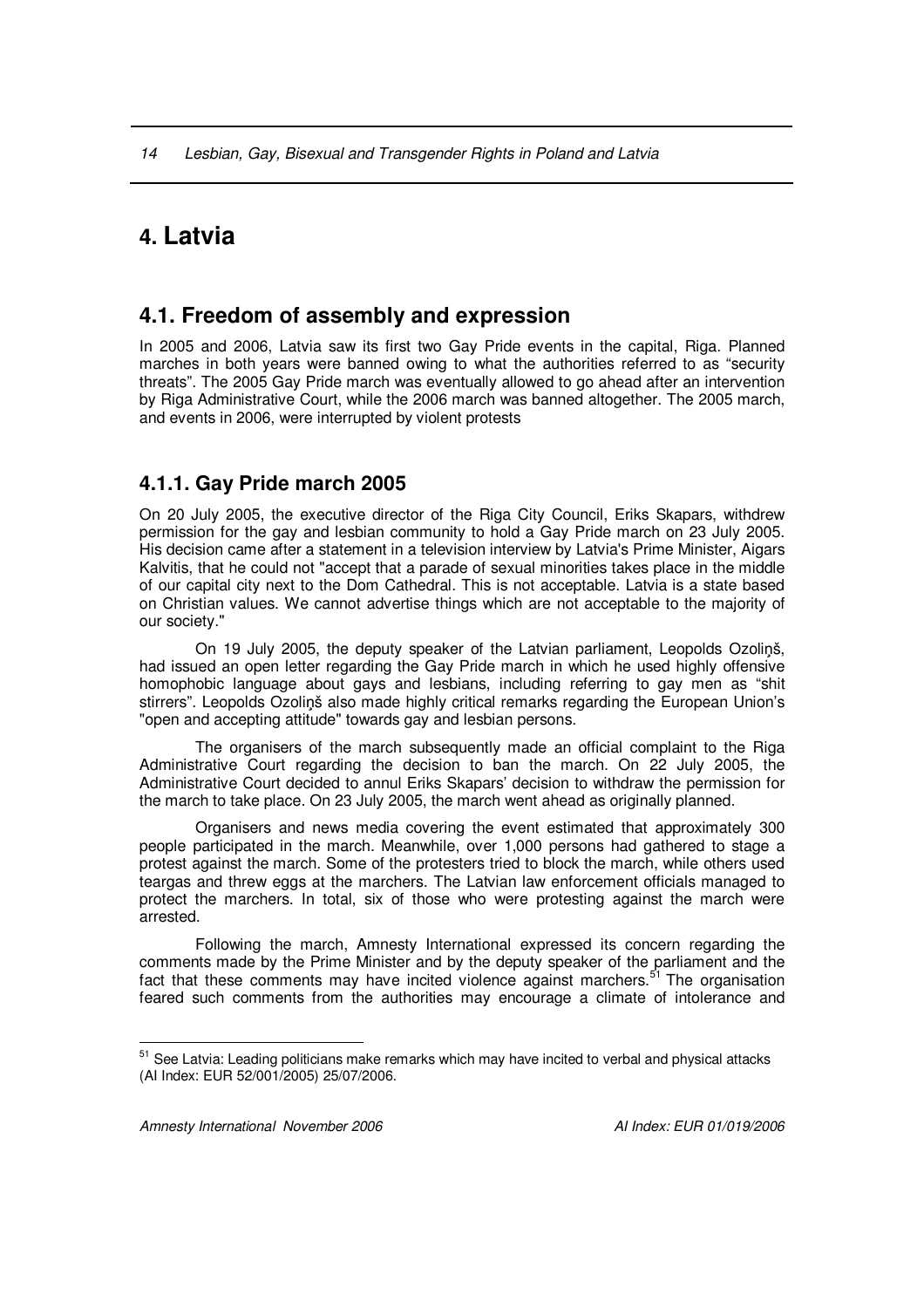# 4. Latvia

## 4.1. Freedom of assembly and expression

In 2005 and 2006, Latvia saw its first two Gay Pride events in the capital, Riga. Planned marches in both years were banned owing to what the authorities referred to as "security threats". The 2005 Gay Pride march was eventually allowed to go ahead after an intervention by Riga Administrative Court, while the 2006 march was banned altogether. The 2005 march, and events in 2006, were interrupted by violent protests

### 4.1.1. Gay Pride march 2005

On 20 July 2005, the executive director of the Riga City Council, Eriks Skapars, withdrew permission for the gay and lesbian community to hold a Gay Pride march on 23 July 2005. His decision came after a statement in a television interview by Latvia's Prime Minister, Aigars Kalvitis, that he could not "accept that a parade of sexual minorities takes place in the middle of our capital city next to the Dom Cathedral. This is not acceptable. Latvia is a state based on Christian values. We cannot advertise things which are not acceptable to the majority of our society."

On 19 July 2005, the deputy speaker of the Latvian parliament, Leopolds Ozoliņš, had issued an open letter regarding the Gay Pride march in which he used highly offensive homophobic language about gays and lesbians, including referring to gay men as "shit stirrers". Leopolds Ozoliņš also made highly critical remarks regarding the European Union's "open and accepting attitude" towards gay and lesbian persons.

The organisers of the march subsequently made an official complaint to the Riga Administrative Court regarding the decision to ban the march. On 22 July 2005, the Administrative Court decided to annul Eriks Skapars' decision to withdraw the permission for the march to take place. On 23 July 2005, the march went ahead as originally planned.

Organisers and news media covering the event estimated that approximately 300 people participated in the march. Meanwhile, over 1,000 persons had gathered to stage a protest against the march. Some of the protesters tried to block the march, while others used teargas and threw eggs at the marchers. The Latvian law enforcement officials managed to protect the marchers. In total, six of those who were protesting against the march were arrested.

Following the march, Amnesty International expressed its concern regarding the comments made by the Prime Minister and by the deputy speaker of the parliament and the fact that these comments may have incited violence against marchers.[51] The organisation feared such comments from the authorities may encourage a climate of intolerance and

[51] See Latvia: Leading politicians make remarks which may have incited to verbal and physical attacks (AI Index: EUR 52/001/2005) 25/07/2006.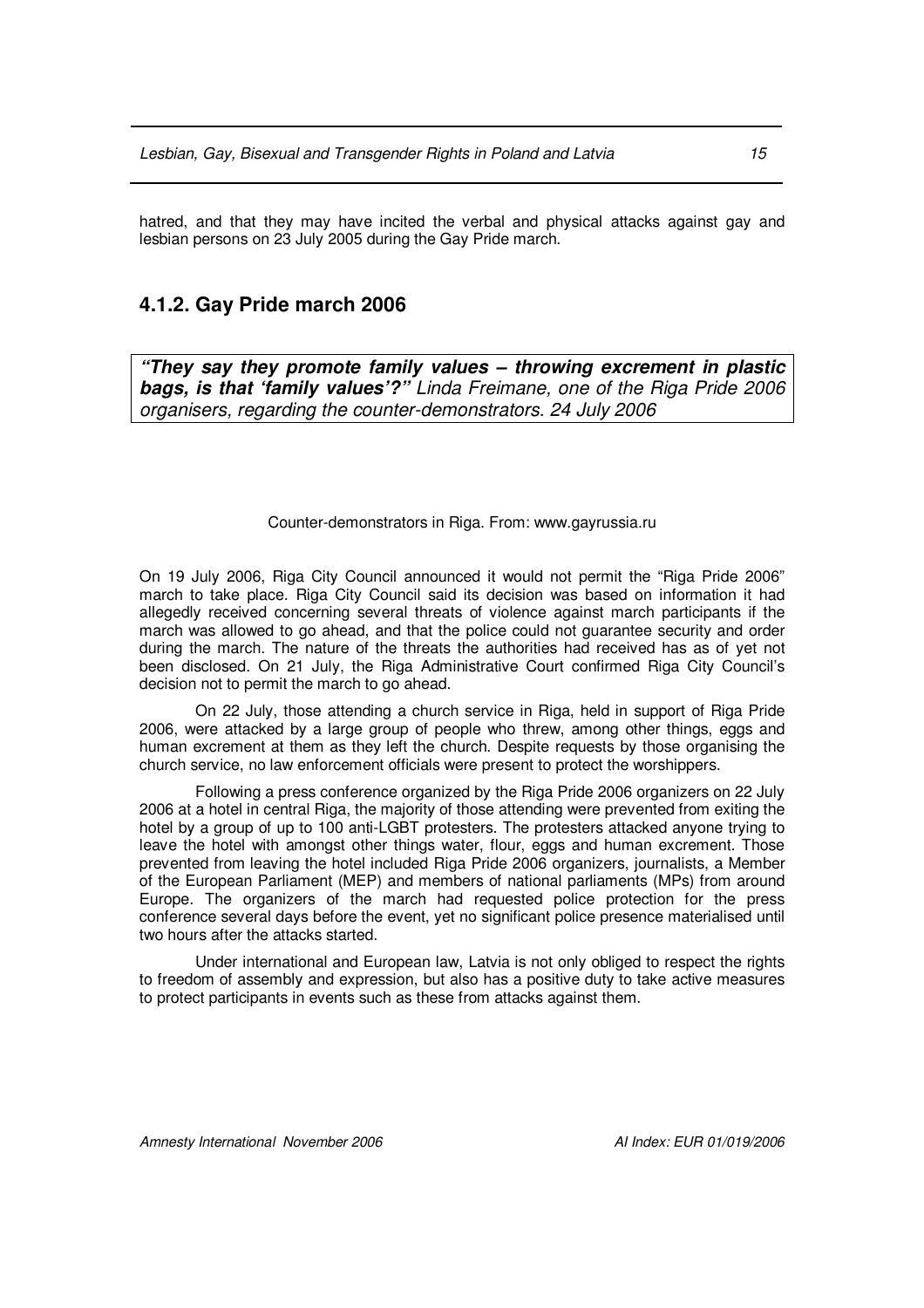hatred, and that they may have incited the verbal and physical attacks against gay and lesbian persons on 23 July 2005 during the Gay Pride march.

### 4.1.2. Gay Pride march 2006

***"They say they promote family values – throwing excrement in plastic bags, is that 'family values'?"*** *Linda Freimane, one of the Riga Pride 2006 organisers, regarding the counter-demonstrators. 24 July 2006*

Counter-demonstrators in Riga. From: www.gayrussia.ru

On 19 July 2006, Riga City Council announced it would not permit the "Riga Pride 2006" march to take place. Riga City Council said its decision was based on information it had allegedly received concerning several threats of violence against march participants if the march was allowed to go ahead, and that the police could not guarantee security and order during the march. The nature of the threats the authorities had received has as of yet not been disclosed. On 21 July, the Riga Administrative Court confirmed Riga City Council's decision not to permit the march to go ahead.

On 22 July, those attending a church service in Riga, held in support of Riga Pride 2006, were attacked by a large group of people who threw, among other things, eggs and human excrement at them as they left the church. Despite requests by those organising the church service, no law enforcement officials were present to protect the worshippers.

Following a press conference organized by the Riga Pride 2006 organizers on 22 July 2006 at a hotel in central Riga, the majority of those attending were prevented from exiting the hotel by a group of up to 100 anti-LGBT protesters. The protesters attacked anyone trying to leave the hotel with amongst other things water, flour, eggs and human excrement. Those prevented from leaving the hotel included Riga Pride 2006 organizers, journalists, a Member of the European Parliament (MEP) and members of national parliaments (MPs) from around Europe. The organizers of the march had requested police protection for the press conference several days before the event, yet no significant police presence materialised until two hours after the attacks started.

Under international and European law, Latvia is not only obliged to respect the rights to freedom of assembly and expression, but also has a positive duty to take active measures to protect participants in events such as these from attacks against them.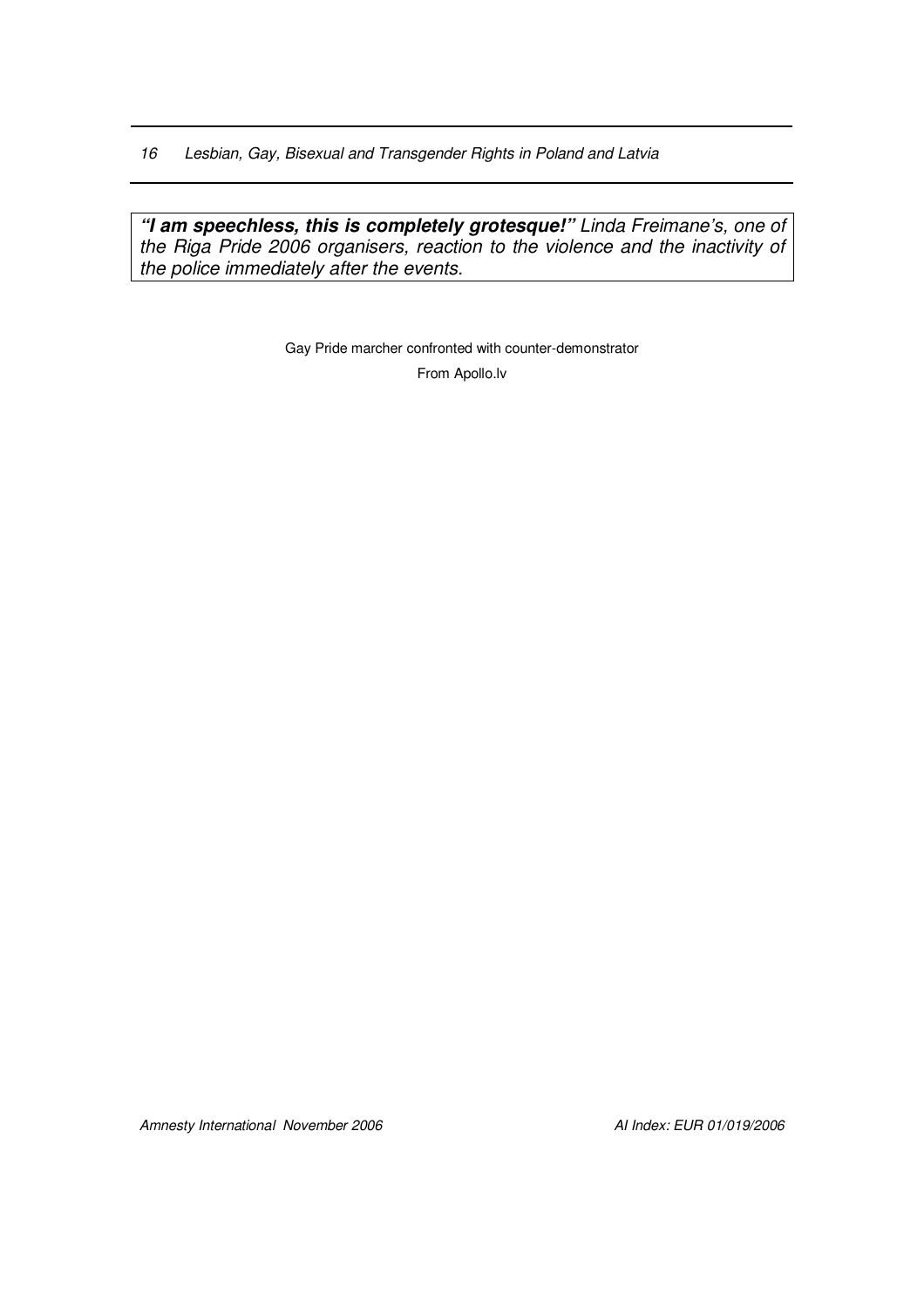***"I am speechless, this is completely grotesque!"*** *Linda Freimane's, one of the Riga Pride 2006 organisers, reaction to the violence and the inactivity of the police immediately after the events.*

Gay Pride marcher confronted with counter-demonstrator

From Apollo.lv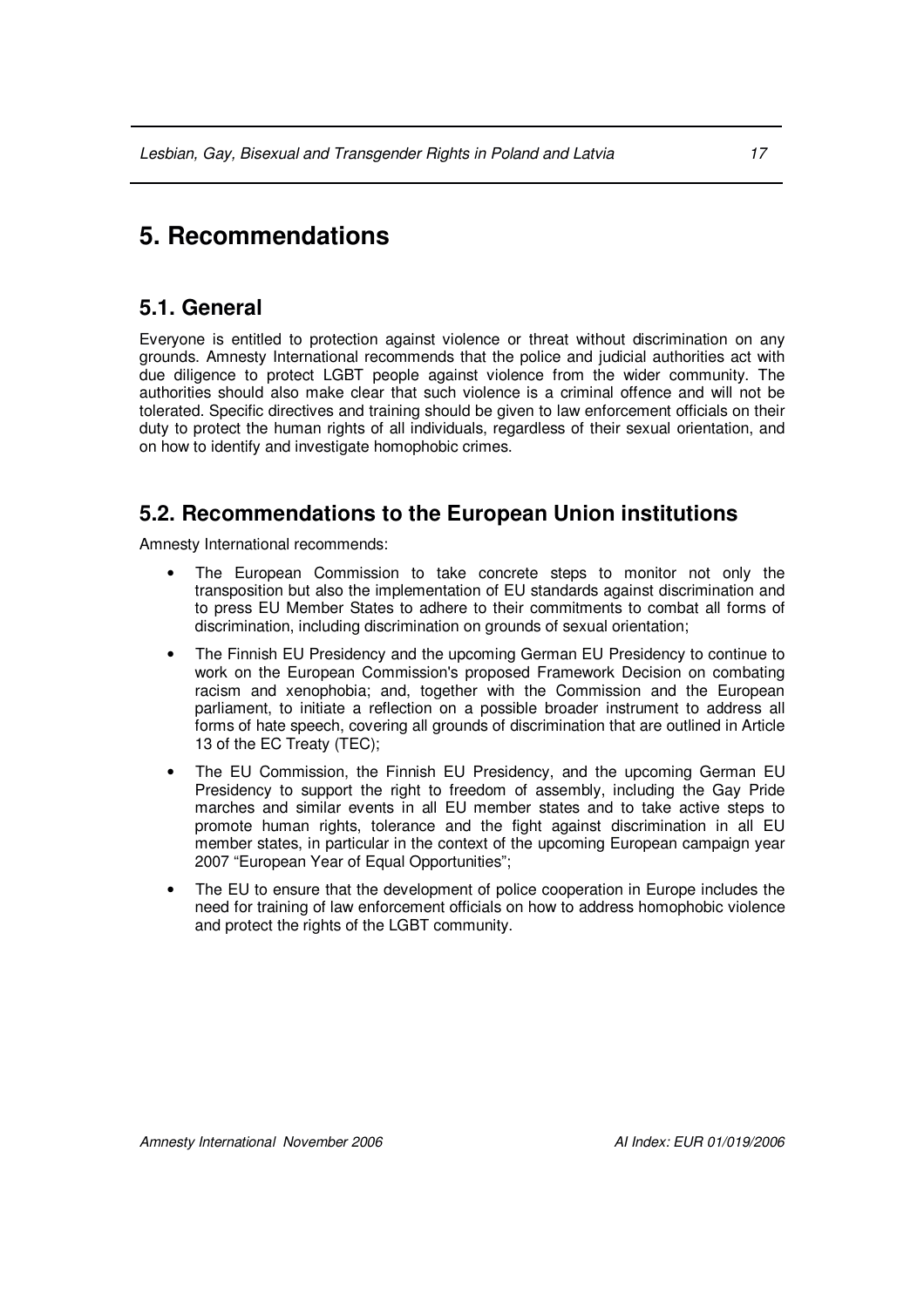# 5. Recommendations

## 5.1. General

Everyone is entitled to protection against violence or threat without discrimination on any grounds. Amnesty International recommends that the police and judicial authorities act with due diligence to protect LGBT people against violence from the wider community. The authorities should also make clear that such violence is a criminal offence and will not be tolerated. Specific directives and training should be given to law enforcement officials on their duty to protect the human rights of all individuals, regardless of their sexual orientation, and on how to identify and investigate homophobic crimes.

## 5.2. Recommendations to the European Union institutions

Amnesty International recommends:

- The European Commission to take concrete steps to monitor not only the transposition but also the implementation of EU standards against discrimination and to press EU Member States to adhere to their commitments to combat all forms of discrimination, including discrimination on grounds of sexual orientation;
- The Finnish EU Presidency and the upcoming German EU Presidency to continue to work on the European Commission's proposed Framework Decision on combating racism and xenophobia; and, together with the Commission and the European parliament, to initiate a reflection on a possible broader instrument to address all forms of hate speech, covering all grounds of discrimination that are outlined in Article 13 of the EC Treaty (TEC);
- The EU Commission, the Finnish EU Presidency, and the upcoming German EU Presidency to support the right to freedom of assembly, including the Gay Pride marches and similar events in all EU member states and to take active steps to promote human rights, tolerance and the fight against discrimination in all EU member states, in particular in the context of the upcoming European campaign year 2007 "European Year of Equal Opportunities";
- The EU to ensure that the development of police cooperation in Europe includes the need for training of law enforcement officials on how to address homophobic violence and protect the rights of the LGBT community.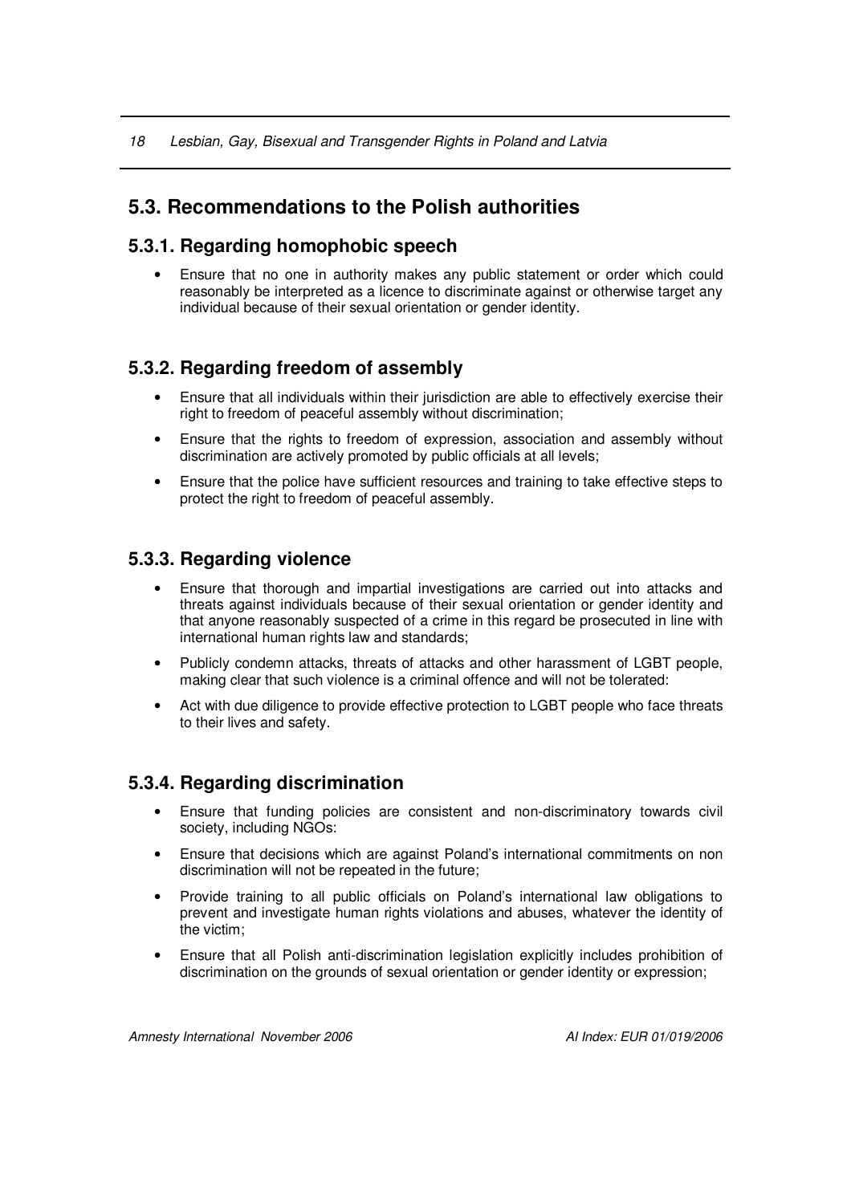## 5.3. Recommendations to the Polish authorities

### 5.3.1. Regarding homophobic speech

- Ensure that no one in authority makes any public statement or order which could reasonably be interpreted as a licence to discriminate against or otherwise target any individual because of their sexual orientation or gender identity.

### 5.3.2. Regarding freedom of assembly

- Ensure that all individuals within their jurisdiction are able to effectively exercise their right to freedom of peaceful assembly without discrimination;
- Ensure that the rights to freedom of expression, association and assembly without discrimination are actively promoted by public officials at all levels;
- Ensure that the police have sufficient resources and training to take effective steps to protect the right to freedom of peaceful assembly.

### 5.3.3. Regarding violence

- Ensure that thorough and impartial investigations are carried out into attacks and threats against individuals because of their sexual orientation or gender identity and that anyone reasonably suspected of a crime in this regard be prosecuted in line with international human rights law and standards;
- Publicly condemn attacks, threats of attacks and other harassment of LGBT people, making clear that such violence is a criminal offence and will not be tolerated:
- Act with due diligence to provide effective protection to LGBT people who face threats to their lives and safety.

### 5.3.4. Regarding discrimination

- Ensure that funding policies are consistent and non-discriminatory towards civil society, including NGOs:
- Ensure that decisions which are against Poland's international commitments on non discrimination will not be repeated in the future;
- Provide training to all public officials on Poland's international law obligations to prevent and investigate human rights violations and abuses, whatever the identity of the victim;
- Ensure that all Polish anti-discrimination legislation explicitly includes prohibition of discrimination on the grounds of sexual orientation or gender identity or expression;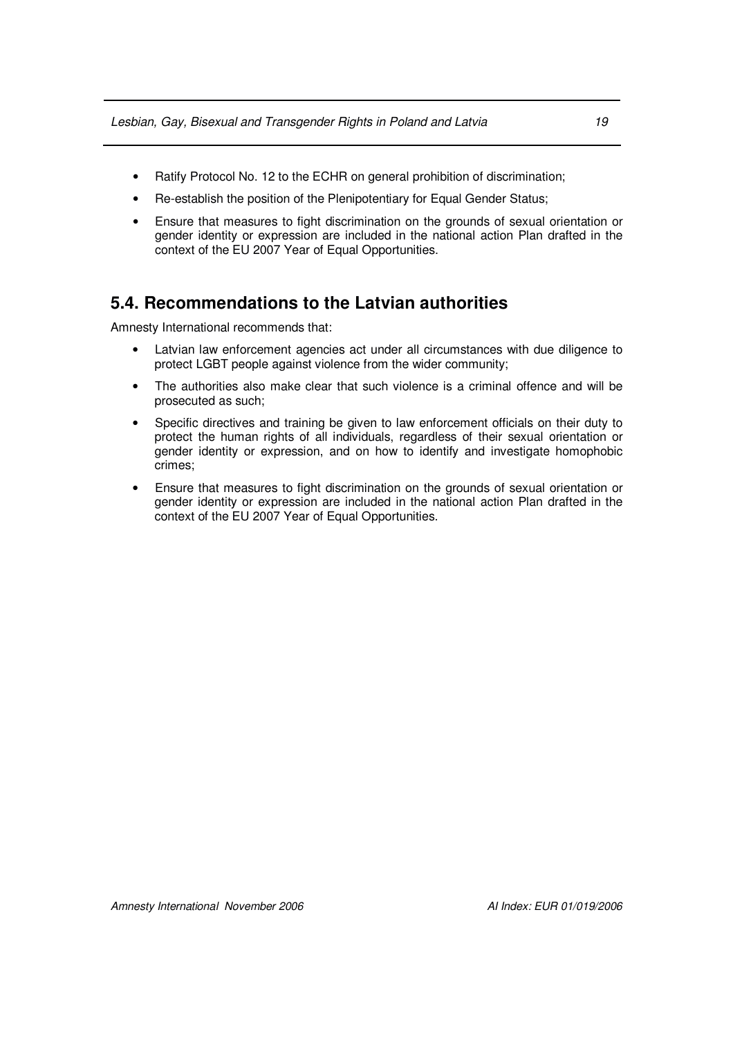- Ratify Protocol No. 12 to the ECHR on general prohibition of discrimination;
- Re-establish the position of the Plenipotentiary for Equal Gender Status;
- Ensure that measures to fight discrimination on the grounds of sexual orientation or gender identity or expression are included in the national action Plan drafted in the context of the EU 2007 Year of Equal Opportunities.

## 5.4. Recommendations to the Latvian authorities

Amnesty International recommends that:

- Latvian law enforcement agencies act under all circumstances with due diligence to protect LGBT people against violence from the wider community;
- The authorities also make clear that such violence is a criminal offence and will be prosecuted as such;
- Specific directives and training be given to law enforcement officials on their duty to protect the human rights of all individuals, regardless of their sexual orientation or gender identity or expression, and on how to identify and investigate homophobic crimes;
- Ensure that measures to fight discrimination on the grounds of sexual orientation or gender identity or expression are included in the national action Plan drafted in the context of the EU 2007 Year of Equal Opportunities.